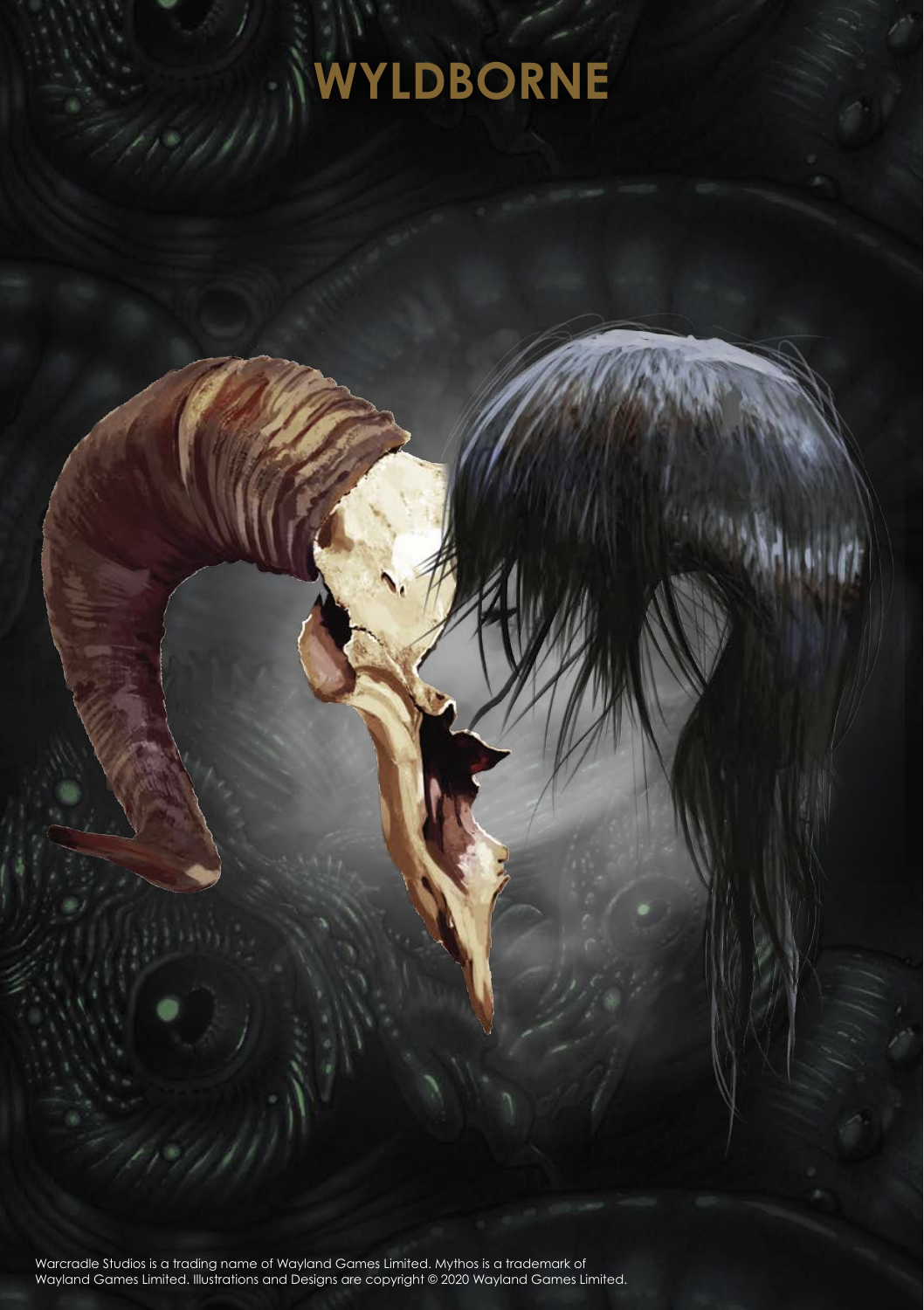# WYLDBORNE

Warcradle Studios is a trading name of Wayland Games Limited. Mythos is a trademark of Wayland Games Limited. Illustrations and Designs are copyright © 2020 Wayland Games Limited.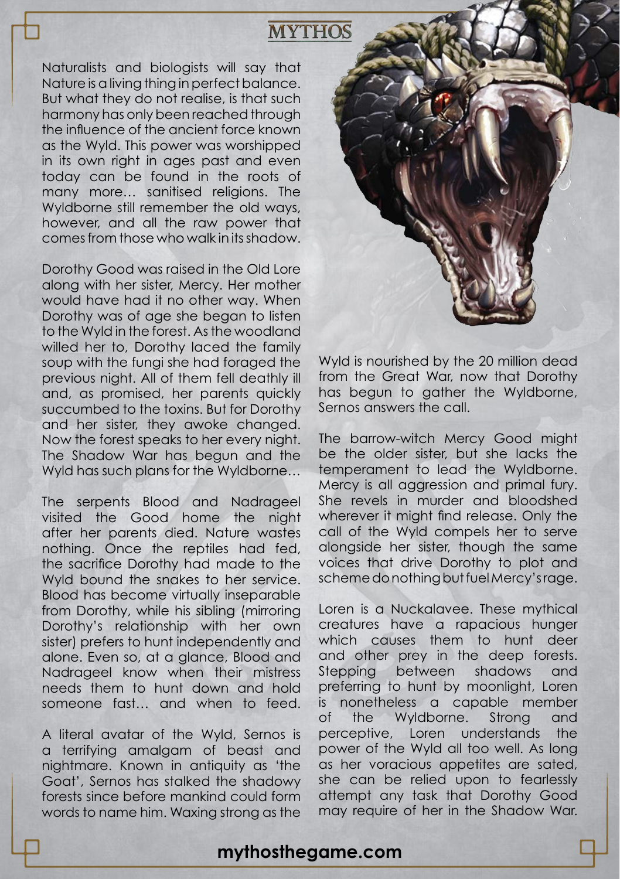Naturalists and biologists will say that Nature is a living thing in perfect balance. But what they do not realise, is that such harmony has only been reached through the influence of the ancient force known as the Wyld. This power was worshipped in its own right in ages past and even today can be found in the roots of many more… sanitised religions. The Wyldborne still remember the old ways, however, and all the raw power that comes from those who walk in its shadow.

Dorothy Good was raised in the Old Lore along with her sister, Mercy. Her mother would have had it no other way. When Dorothy was of age she began to listen to the Wyld in the forest. As the woodland willed her to, Dorothy laced the family soup with the fungi she had foraged the previous night. All of them fell deathly ill and, as promised, her parents quickly succumbed to the toxins. But for Dorothy and her sister, they awoke changed. Now the forest speaks to her every night. The Shadow War has begun and the Wyld has such plans for the Wyldborne…

The serpents Blood and Nadrageel visited the Good home the night after her parents died. Nature wastes nothing. Once the reptiles had fed, the sacrifice Dorothy had made to the Wyld bound the snakes to her service. Blood has become virtually inseparable from Dorothy, while his sibling (mirroring Dorothy's relationship with her own sister) prefers to hunt independently and alone. Even so, at a glance, Blood and Nadrageel know when their mistress needs them to hunt down and hold someone fast… and when to feed.

A literal avatar of the Wyld, Sernos is a terrifying amalgam of beast and nightmare. Known in antiquity as 'the Goat', Sernos has stalked the shadowy forests since before mankind could form words to name him. Waxing strong as the Wyld is nourished by the 20 million dead from the Great War, now that Dorothy has begun to gather the Wyldborne, Sernos answers the call.

The barrow-witch Mercy Good might be the older sister, but she lacks the temperament to lead the Wyldborne. Mercy is all aggression and primal fury. She revels in murder and bloodshed wherever it might find release. Only the call of the Wyld compels her to serve alongside her sister, though the same voices that drive Dorothy to plot and scheme do nothing but fuel Mercy's rage.

Loren is a Nuckalavee. These mythical creatures have a rapacious hunger which causes them to hunt deer and other prey in the deep forests. Stepping between shadows and preferring to hunt by moonlight, Loren is nonetheless a capable member of the Wyldborne. Strong and perceptive, Loren understands the power of the Wyld all too well. As long as her voracious appetites are sated, she can be relied upon to fearlessly attempt any task that Dorothy Good may require of her in the Shadow War.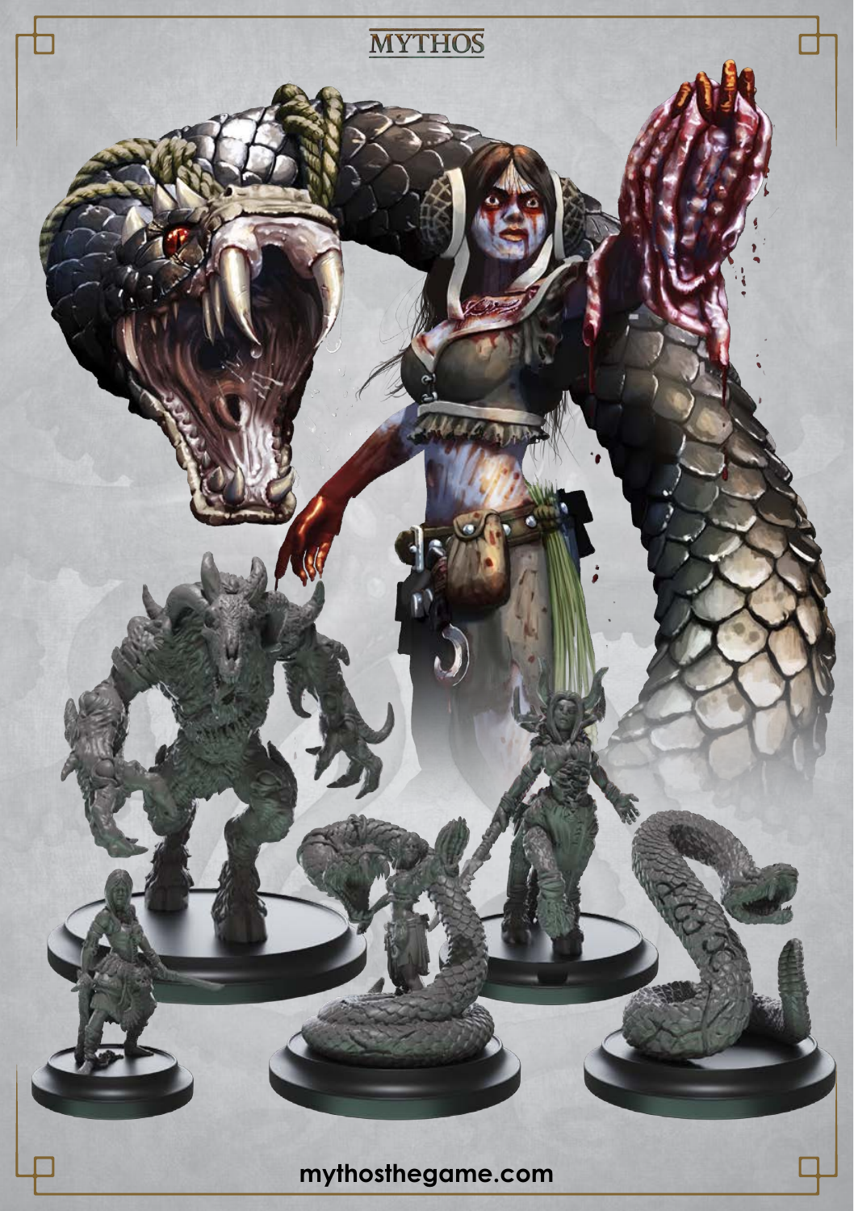MYTHOS

mythosthegame.com